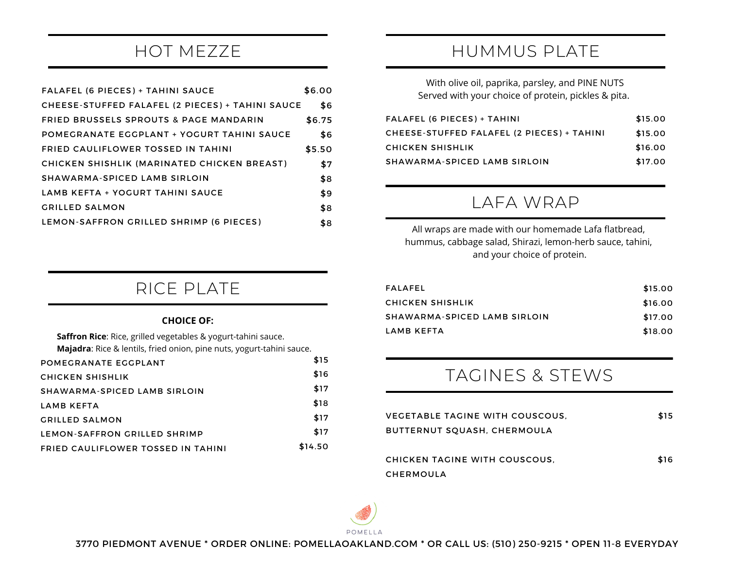## HOT MEZZE

| Item | Price |
|---|---|
| FALAFEL (6 PIECES) + TAHINI SAUCE | $6.00 |
| CHEESE-STUFFED FALAFEL (2 PIECES) + TAHINI SAUCE | $6 |
| FRIED BRUSSELS SPROUTS & PAGE MANDARIN | $6.75 |
| POMEGRANATE EGGPLANT + YOGURT TAHINI SAUCE | $6 |
| FRIED CAULIFLOWER TOSSED IN TAHINI | $5.50 |
| CHICKEN SHISHLIK (MARINATED CHICKEN BREAST) | $7 |
| SHAWARMA-SPICED LAMB SIRLOIN | $8 |
| LAMB KEFTA + YOGURT TAHINI SAUCE | $9 |
| GRILLED SALMON | $8 |
| LEMON-SAFFRON GRILLED SHRIMP (6 PIECES) | $8 |

## RICE PLATE

**CHOICE OF:**

**Saffron Rice**: Rice, grilled vegetables & yogurt-tahini sauce.
**Majadra**: Rice & lentils, fried onion, pine nuts, yogurt-tahini sauce.

| Item | Price |
|---|---|
| POMEGRANATE EGGPLANT | $15 |
| CHICKEN SHISHLIK | $16 |
| SHAWARMA-SPICED LAMB SIRLOIN | $17 |
| LAMB KEFTA | $18 |
| GRILLED SALMON | $17 |
| LEMON-SAFFRON GRILLED SHRIMP | $17 |
| FRIED CAULIFLOWER TOSSED IN TAHINI | $14.50 |

## HUMMUS PLATE

With olive oil, paprika, parsley, and PINE NUTS
Served with your choice of protein, pickles & pita.

| Item | Price |
|---|---|
| FALAFEL (6 PIECES) + TAHINI | $15.00 |
| CHEESE-STUFFED FALAFEL (2 PIECES) + TAHINI | $15.00 |
| CHICKEN SHISHLIK | $16.00 |
| SHAWARMA-SPICED LAMB SIRLOIN | $17.00 |

## LAFA WRAP

All wraps are made with our homemade Lafa flatbread, hummus, cabbage salad, Shirazi, lemon-herb sauce, tahini, and your choice of protein.

| Item | Price |
|---|---|
| FALAFEL | $15.00 |
| CHICKEN SHISHLIK | $16.00 |
| SHAWARMA-SPICED LAMB SIRLOIN | $17.00 |
| LAMB KEFTA | $18.00 |

## TAGINES & STEWS

| Item | Price |
|---|---|
| VEGETABLE TAGINE WITH COUSCOUS, BUTTERNUT SQUASH, CHERMOULA | $15 |
| CHICKEN TAGINE WITH COUSCOUS, CHERMOULA | $16 |

POMELLA

3770 PIEDMONT AVENUE * ORDER ONLINE: POMELLAOAKLAND.COM * OR CALL US: (510) 250-9215 * OPEN 11-8 EVERYDAY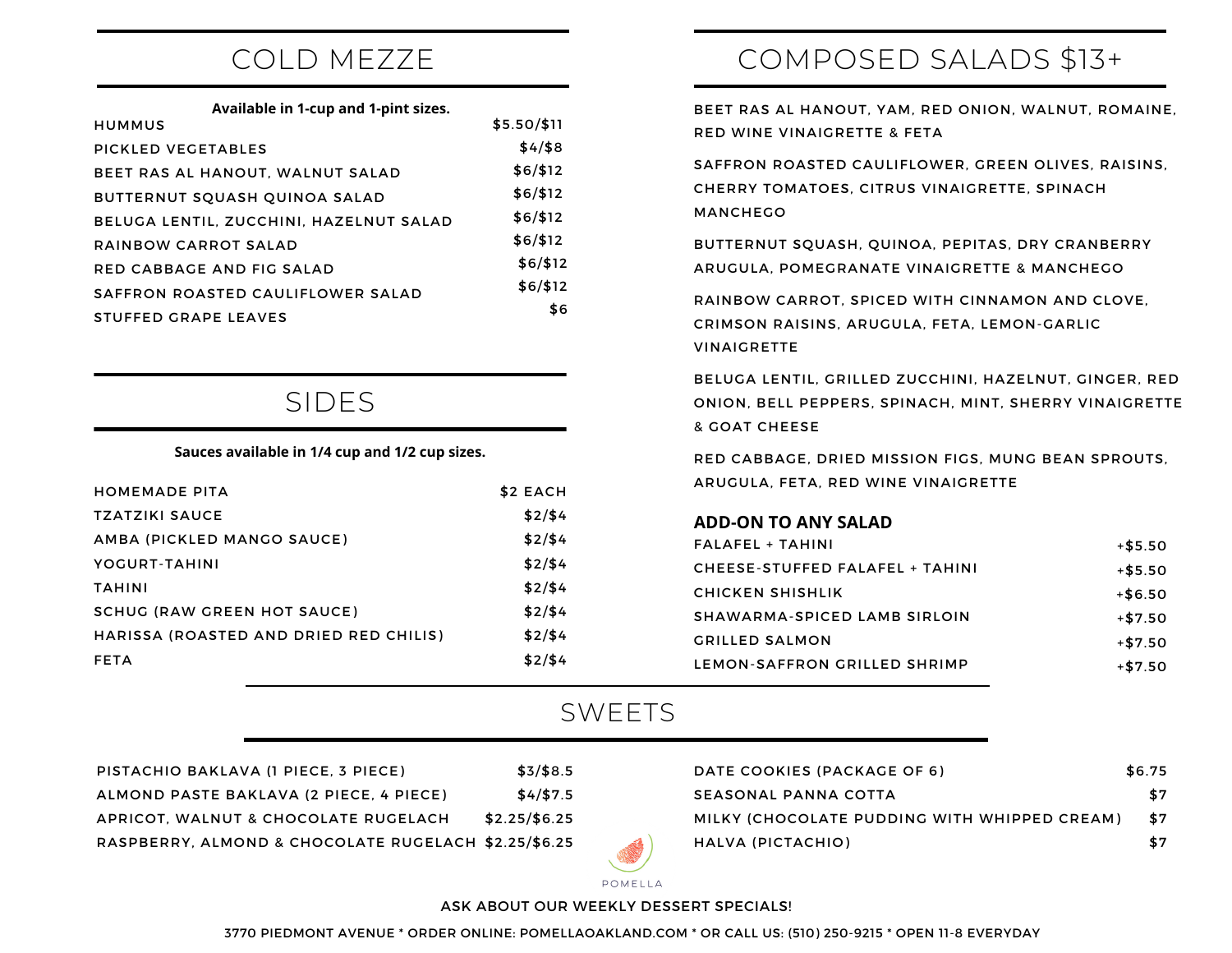## COLD MEZZE

**Available in 1-cup and 1-pint sizes.**

| Item | Price |
|---|---|
| HUMMUS | $5.50/$11 |
| PICKLED VEGETABLES | $4/$8 |
| BEET RAS AL HANOUT, WALNUT SALAD | $6/$12 |
| BUTTERNUT SQUASH QUINOA SALAD | $6/$12 |
| BELUGA LENTIL, ZUCCHINI, HAZELNUT SALAD | $6/$12 |
| RAINBOW CARROT SALAD | $6/$12 |
| RED CABBAGE AND FIG SALAD | $6/$12 |
| SAFFRON ROASTED CAULIFLOWER SALAD | $6/$12 |
| STUFFED GRAPE LEAVES | $6 |

## SIDES

**Sauces available in 1/4 cup and 1/2 cup sizes.**

| Item | Price |
|---|---|
| HOMEMADE PITA | $2 EACH |
| TZATZIKI SAUCE | $2/$4 |
| AMBA (PICKLED MANGO SAUCE) | $2/$4 |
| YOGURT-TAHINI | $2/$4 |
| TAHINI | $2/$4 |
| SCHUG (RAW GREEN HOT SAUCE) | $2/$4 |
| HARISSA (ROASTED AND DRIED RED CHILIS) | $2/$4 |
| FETA | $2/$4 |

## COMPOSED SALADS $13+

BEET RAS AL HANOUT, YAM, RED ONION, WALNUT, ROMAINE, RED WINE VINAIGRETTE & FETA

SAFFRON ROASTED CAULIFLOWER, GREEN OLIVES, RAISINS, CHERRY TOMATOES, CITRUS VINAIGRETTE, SPINACH MANCHEGO

BUTTERNUT SQUASH, QUINOA, PEPITAS, DRY CRANBERRY ARUGULA, POMEGRANATE VINAIGRETTE & MANCHEGO

RAINBOW CARROT, SPICED WITH CINNAMON AND CLOVE, CRIMSON RAISINS, ARUGULA, FETA, LEMON-GARLIC VINAIGRETTE

BELUGA LENTIL, GRILLED ZUCCHINI, HAZELNUT, GINGER, RED ONION, BELL PEPPERS, SPINACH, MINT, SHERRY VINAIGRETTE & GOAT CHEESE

RED CABBAGE, DRIED MISSION FIGS, MUNG BEAN SPROUTS, ARUGULA, FETA, RED WINE VINAIGRETTE

### ADD-ON TO ANY SALAD

| Item | Price |
|---|---|
| FALAFEL + TAHINI | +$5.50 |
| CHEESE-STUFFED FALAFEL + TAHINI | +$5.50 |
| CHICKEN SHISHLIK | +$6.50 |
| SHAWARMA-SPICED LAMB SIRLOIN | +$7.50 |
| GRILLED SALMON | +$7.50 |
| LEMON-SAFFRON GRILLED SHRIMP | +$7.50 |

## SWEETS

| Item | Price |
|---|---|
| PISTACHIO BAKLAVA (1 PIECE, 3 PIECE) | $3/$8.5 |
| ALMOND PASTE BAKLAVA (2 PIECE, 4 PIECE) | $4/$7.5 |
| APRICOT, WALNUT & CHOCOLATE RUGELACH | $2.25/$6.25 |
| RASPBERRY, ALMOND & CHOCOLATE RUGELACH | $2.25/$6.25 |
| DATE COOKIES (PACKAGE OF 6) | $6.75 |
| SEASONAL PANNA COTTA | $7 |
| MILKY (CHOCOLATE PUDDING WITH WHIPPED CREAM) | $7 |
| HALVA (PICTACHIO) | $7 |

POMELLA

ASK ABOUT OUR WEEKLY DESSERT SPECIALS!

3770 PIEDMONT AVENUE * ORDER ONLINE: POMELLAOAKLAND.COM * OR CALL US: (510) 250-9215 * OPEN 11-8 EVERYDAY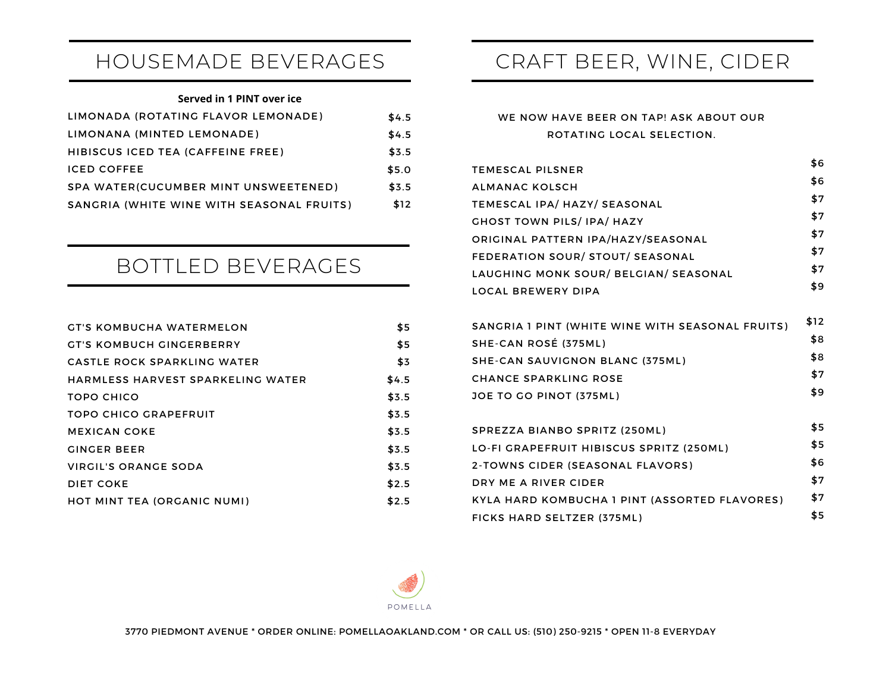## HOUSEMADE BEVERAGES

**Served in 1 PINT over ice**

| | |
|---|---|
| LIMONADA (ROTATING FLAVOR LEMONADE) | $4.5 |
| LIMONANA (MINTED LEMONADE) | $4.5 |
| HIBISCUS ICED TEA (CAFFEINE FREE) | $3.5 |
| ICED COFFEE | $5.0 |
| SPA WATER(CUCUMBER MINT UNSWEETENED) | $3.5 |
| SANGRIA (WHITE WINE WITH SEASONAL FRUITS) | $12 |

## BOTTLED BEVERAGES

| | |
|---|---|
| GT'S KOMBUCHA WATERMELON | $5 |
| GT'S KOMBUCH GINGERBERRY | $5 |
| CASTLE ROCK SPARKLING WATER | $3 |
| HARMLESS HARVEST SPARKELING WATER | $4.5 |
| TOPO CHICO | $3.5 |
| TOPO CHICO GRAPEFRUIT | $3.5 |
| MEXICAN COKE | $3.5 |
| GINGER BEER | $3.5 |
| VIRGIL'S ORANGE SODA | $3.5 |
| DIET COKE | $2.5 |
| HOT MINT TEA (ORGANIC NUMI) | $2.5 |

## CRAFT BEER, WINE, CIDER

WE NOW HAVE BEER ON TAP! ASK ABOUT OUR ROTATING LOCAL SELECTION.

| | |
|---|---|
| TEMESCAL PILSNER | $6 |
| ALMANAC KOLSCH | $6 |
| TEMESCAL IPA/ HAZY/ SEASONAL | $7 |
| GHOST TOWN PILS/ IPA/ HAZY | $7 |
| ORIGINAL PATTERN IPA/HAZY/SEASONAL | $7 |
| FEDERATION SOUR/ STOUT/ SEASONAL | $7 |
| LAUGHING MONK SOUR/ BELGIAN/ SEASONAL | $7 |
| LOCAL BREWERY DIPA | $9 |

| | |
|---|---|
| SANGRIA 1 PINT (WHITE WINE WITH SEASONAL FRUITS) | $12 |
| SHE-CAN ROSÉ (375ML) | $8 |
| SHE-CAN SAUVIGNON BLANC (375ML) | $8 |
| CHANCE SPARKLING ROSE | $7 |
| JOE TO GO PINOT (375ML) | $9 |

| | |
|---|---|
| SPREZZA BIANBO SPRITZ (250ML) | $5 |
| LO-FI GRAPEFRUIT HIBISCUS SPRITZ (250ML) | $5 |
| 2-TOWNS CIDER (SEASONAL FLAVORS) | $6 |
| DRY ME A RIVER CIDER | $7 |
| KYLA HARD KOMBUCHA 1 PINT (ASSORTED FLAVORES) | $7 |
| FICKS HARD SELTZER (375ML) | $5 |

POMELLA

3770 PIEDMONT AVENUE * ORDER ONLINE: POMELLAOAKLAND.COM * OR CALL US: (510) 250-9215 * OPEN 11-8 EVERYDAY